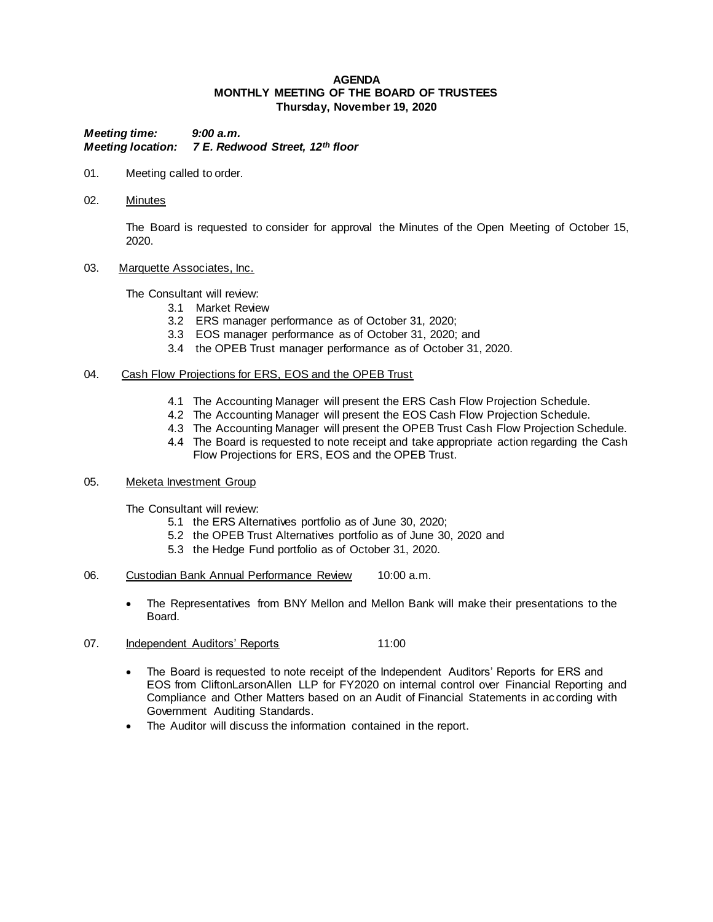**AGENDA**
**MONTHLY MEETING OF THE BOARD OF TRUSTEES**
**Thursday, November 19, 2020**

***Meeting time:*** ***9:00 a.m.***
***Meeting location:*** ***7 E. Redwood Street, 12th floor***

01. Meeting called to order.

02. Minutes

    The Board is requested to consider for approval the Minutes of the Open Meeting of October 15, 2020.

03. Marquette Associates, Inc.

    The Consultant will review:
    - 3.1 Market Review
    - 3.2 ERS manager performance as of October 31, 2020;
    - 3.3 EOS manager performance as of October 31, 2020; and
    - 3.4 the OPEB Trust manager performance as of October 31, 2020.

04. Cash Flow Projections for ERS, EOS and the OPEB Trust

    - 4.1 The Accounting Manager will present the ERS Cash Flow Projection Schedule.
    - 4.2 The Accounting Manager will present the EOS Cash Flow Projection Schedule.
    - 4.3 The Accounting Manager will present the OPEB Trust Cash Flow Projection Schedule.
    - 4.4 The Board is requested to note receipt and take appropriate action regarding the Cash Flow Projections for ERS, EOS and the OPEB Trust.

05. Meketa Investment Group

    The Consultant will review:
    - 5.1 the ERS Alternatives portfolio as of June 30, 2020;
    - 5.2 the OPEB Trust Alternatives portfolio as of June 30, 2020 and
    - 5.3 the Hedge Fund portfolio as of October 31, 2020.

06. Custodian Bank Annual Performance Review 10:00 a.m.

    - The Representatives from BNY Mellon and Mellon Bank will make their presentations to the Board.

07. Independent Auditors' Reports 11:00

    - The Board is requested to note receipt of the Independent Auditors' Reports for ERS and EOS from CliftonLarsonAllen LLP for FY2020 on internal control over Financial Reporting and Compliance and Other Matters based on an Audit of Financial Statements in according with Government Auditing Standards.
    - The Auditor will discuss the information contained in the report.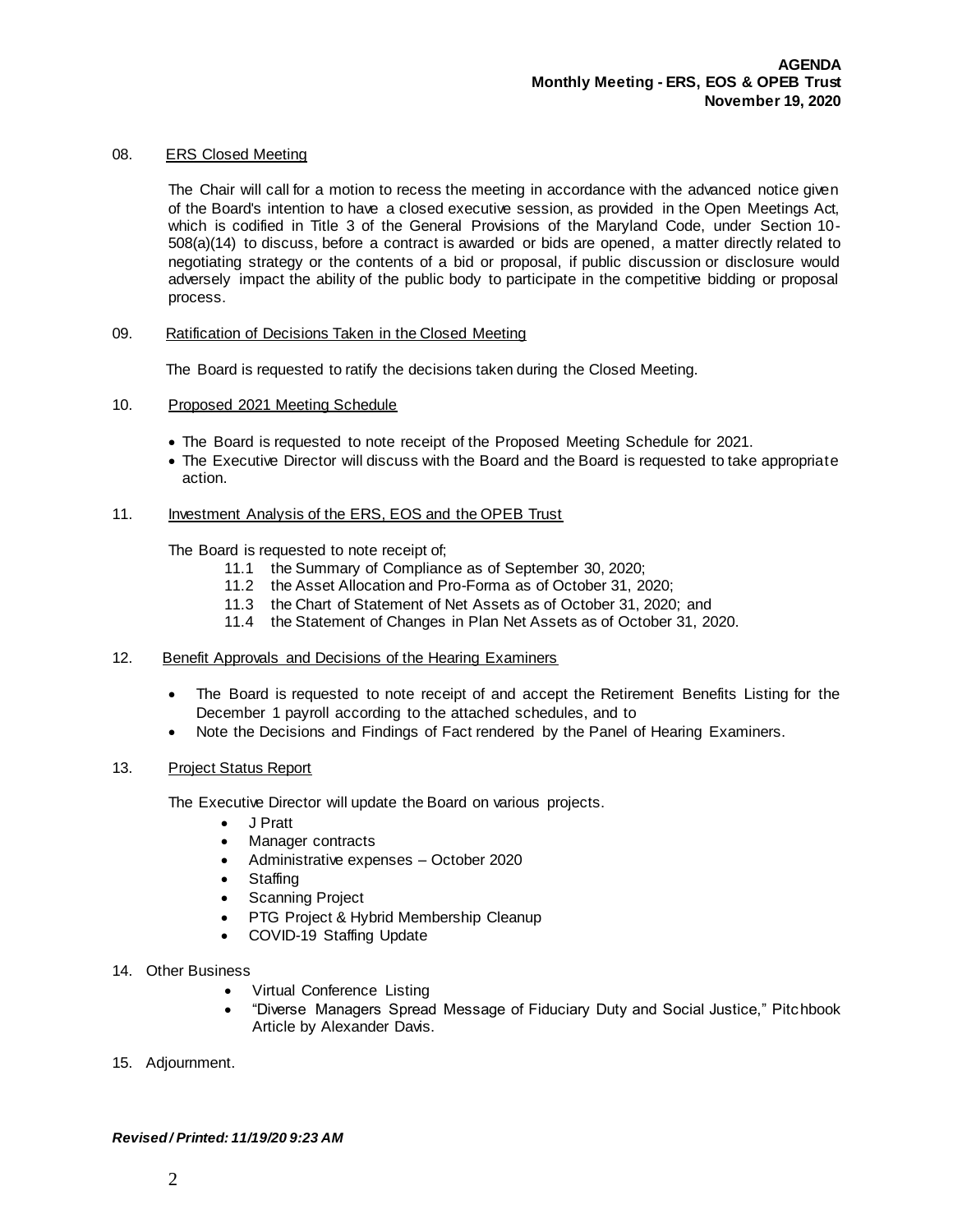08. ERS Closed Meeting

The Chair will call for a motion to recess the meeting in accordance with the advanced notice given of the Board's intention to have a closed executive session, as provided in the Open Meetings Act, which is codified in Title 3 of the General Provisions of the Maryland Code, under Section 10-508(a)(14) to discuss, before a contract is awarded or bids are opened, a matter directly related to negotiating strategy or the contents of a bid or proposal, if public discussion or disclosure would adversely impact the ability of the public body to participate in the competitive bidding or proposal process.

09. Ratification of Decisions Taken in the Closed Meeting

The Board is requested to ratify the decisions taken during the Closed Meeting.

10. Proposed 2021 Meeting Schedule

- The Board is requested to note receipt of the Proposed Meeting Schedule for 2021.
- The Executive Director will discuss with the Board and the Board is requested to take appropriate action.

11. Investment Analysis of the ERS, EOS and the OPEB Trust

The Board is requested to note receipt of;

11.1 the Summary of Compliance as of September 30, 2020;
11.2 the Asset Allocation and Pro-Forma as of October 31, 2020;
11.3 the Chart of Statement of Net Assets as of October 31, 2020; and
11.4 the Statement of Changes in Plan Net Assets as of October 31, 2020.

12. Benefit Approvals and Decisions of the Hearing Examiners

- The Board is requested to note receipt of and accept the Retirement Benefits Listing for the December 1 payroll according to the attached schedules, and to
- Note the Decisions and Findings of Fact rendered by the Panel of Hearing Examiners.

13. Project Status Report

The Executive Director will update the Board on various projects.

- J Pratt
- Manager contracts
- Administrative expenses – October 2020
- Staffing
- Scanning Project
- PTG Project & Hybrid Membership Cleanup
- COVID-19 Staffing Update

14. Other Business

- Virtual Conference Listing
- "Diverse Managers Spread Message of Fiduciary Duty and Social Justice," Pitchbook Article by Alexander Davis.

15. Adjournment.

***Revised / Printed: 11/19/20 9:23 AM***